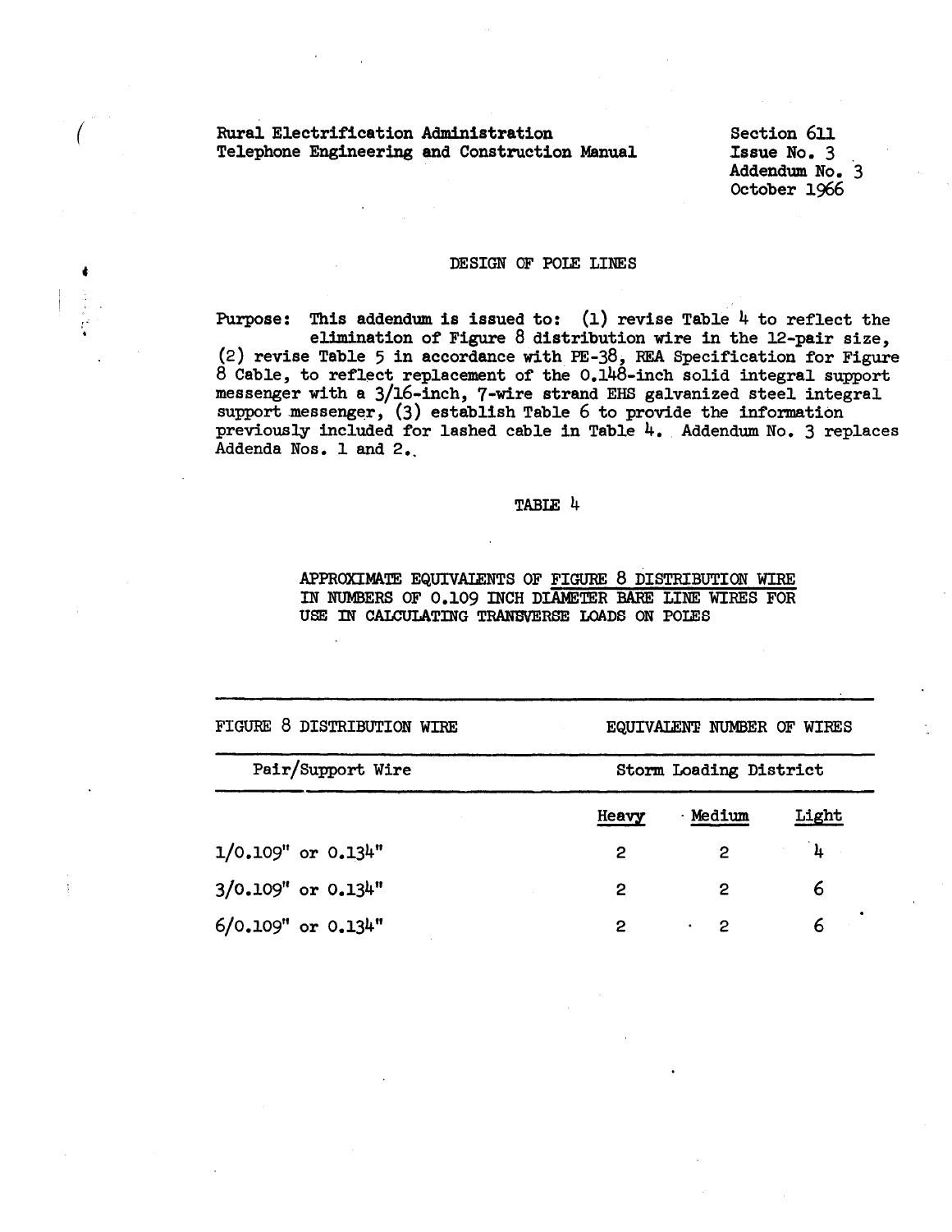Rural Electrification Administration
Telephone Engineering and Construction Manual

Section 611
Issue No. 3
Addendum No. 3
October 1966

# DESIGN OF POLE LINES

**Purpose:** This addendum is issued to: (1) revise Table 4 to reflect the elimination of Figure 8 distribution wire in the 12-pair size, (2) revise Table 5 in accordance with PE-38, REA Specification for Figure 8 Cable, to reflect replacement of the 0.148-inch solid integral support messenger with a 3/16-inch, 7-wire strand EHS galvanized steel integral support messenger, (3) establish Table 6 to provide the information previously included for lashed cable in Table 4. Addendum No. 3 replaces Addenda Nos. 1 and 2.

## TABLE 4

APPROXIMATE EQUIVALENTS OF FIGURE 8 DISTRIBUTION WIRE IN NUMBERS OF 0.109 INCH DIAMETER BARE LINE WIRES FOR USE IN CALCULATING TRANSVERSE LOADS ON POLES

| FIGURE 8 DISTRIBUTION WIRE | EQUIVALENT NUMBER OF WIRES | | |
|---|---|---|---|
| Pair/Support Wire | Storm Loading District | | |
| | Heavy | Medium | Light |
| 1/0.109" or 0.134" | 2 | 2 | 4 |
| 3/0.109" or 0.134" | 2 | 2 | 6 |
| 6/0.109" or 0.134" | 2 | 2 | 6 |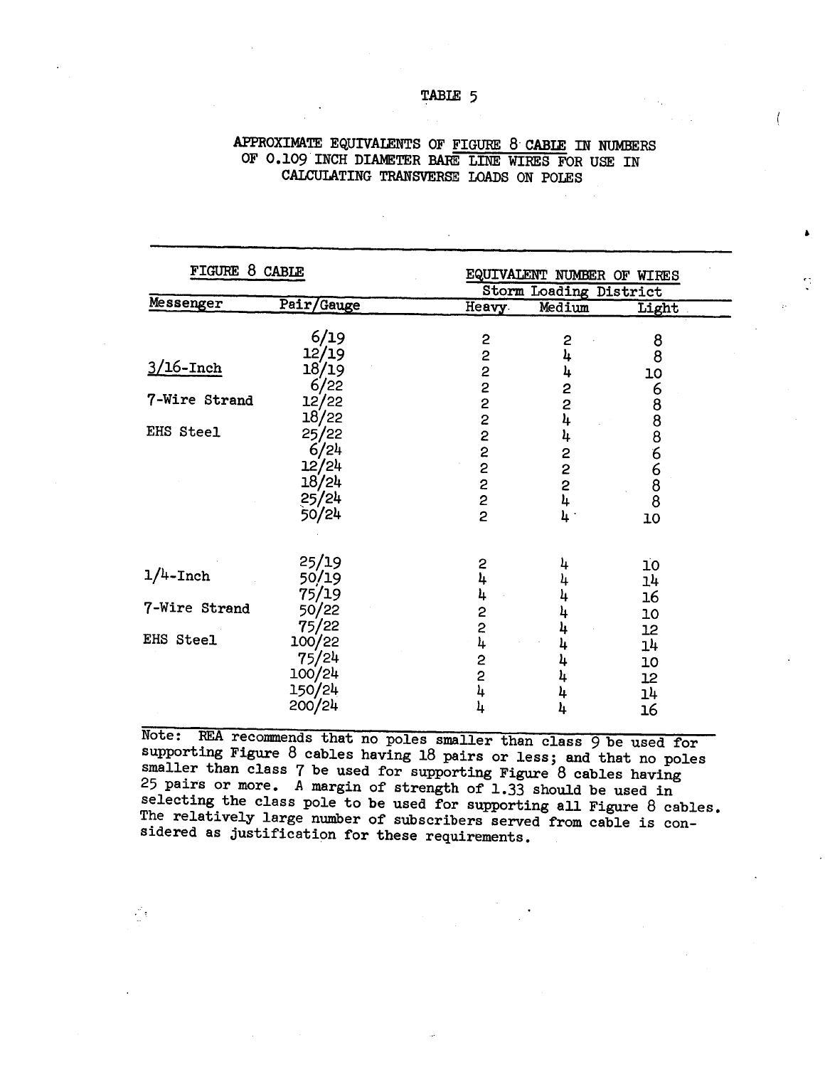# TABLE 5

## APPROXIMATE EQUIVALENTS OF FIGURE 8 CABLE IN NUMBERS OF 0.109 INCH DIAMETER BARE LINE WIRES FOR USE IN CALCULATING TRANSVERSE LOADS ON POLES

| FIGURE 8 CABLE | | EQUIVALENT NUMBER OF WIRES | | |
|---|---|---|---|---|
| | | Storm Loading District | | |
| Messenger | Pair/Gauge | Heavy | Medium | Light |
| | 6/19 | 2 | 2 | 8 |
| | 12/19 | 2 | 4 | 8 |
| 3/16-Inch | 18/19 | 2 | 4 | 10 |
| | 6/22 | 2 | 2 | 6 |
| 7-Wire Strand | 12/22 | 2 | 2 | 8 |
| | 18/22 | 2 | 4 | 8 |
| EHS Steel | 25/22 | 2 | 4 | 8 |
| | 6/24 | 2 | 2 | 6 |
| | 12/24 | 2 | 2 | 6 |
| | 18/24 | 2 | 2 | 8 |
| | 25/24 | 2 | 4 | 8 |
| | 50/24 | 2 | 4 | 10 |
| | 25/19 | 2 | 4 | 10 |
| 1/4-Inch | 50/19 | 4 | 4 | 14 |
| | 75/19 | 4 | 4 | 16 |
| 7-Wire Strand | 50/22 | 2 | 4 | 10 |
| | 75/22 | 2 | 4 | 12 |
| EHS Steel | 100/22 | 4 | 4 | 14 |
| | 75/24 | 2 | 4 | 10 |
| | 100/24 | 2 | 4 | 12 |
| | 150/24 | 4 | 4 | 14 |
| | 200/24 | 4 | 4 | 16 |

Note: REA recommends that no poles smaller than class 9 be used for supporting Figure 8 cables having 18 pairs or less; and that no poles smaller than class 7 be used for supporting Figure 8 cables having 25 pairs or more. A margin of strength of 1.33 should be used in selecting the class pole to be used for supporting all Figure 8 cables. The relatively large number of subscribers served from cable is considered as justification for these requirements.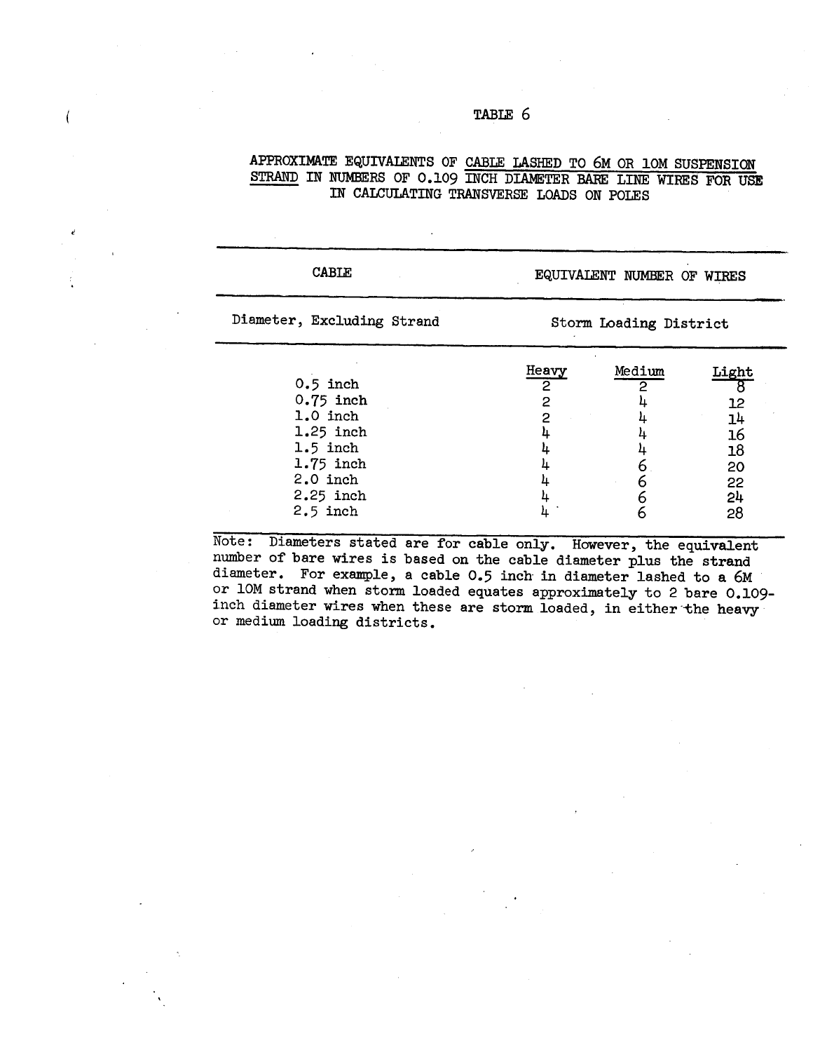# TABLE 6

## APPROXIMATE EQUIVALENTS OF CABLE LASHED TO 6M OR 10M SUSPENSION STRAND IN NUMBERS OF 0.109 INCH DIAMETER BARE LINE WIRES FOR USE IN CALCULATING TRANSVERSE LOADS ON POLES

| CABLE | EQUIVALENT NUMBER OF WIRES | | |
|---|---|---|---|
| Diameter, Excluding Strand | Storm Loading District | | |
| | Heavy | Medium | Light |
| 0.5 inch | 2 | 2 | 8 |
| 0.75 inch | 2 | 4 | 12 |
| 1.0 inch | 2 | 4 | 14 |
| 1.25 inch | 4 | 4 | 16 |
| 1.5 inch | 4 | 4 | 18 |
| 1.75 inch | 4 | 6 | 20 |
| 2.0 inch | 4 | 6 | 22 |
| 2.25 inch | 4 | 6 | 24 |
| 2.5 inch | 4 | 6 | 28 |

Note: Diameters stated are for cable only. However, the equivalent number of bare wires is based on the cable diameter plus the strand diameter. For example, a cable 0.5 inch in diameter lashed to a 6M or 10M strand when storm loaded equates approximately to 2 bare 0.109-inch diameter wires when these are storm loaded, in either the heavy or medium loading districts.